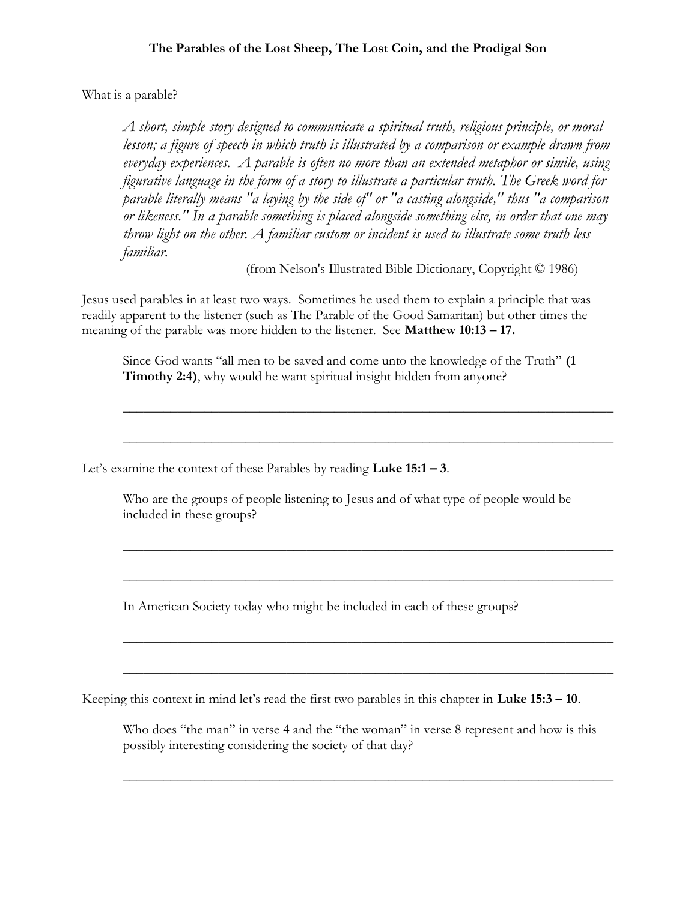### The Parables of the Lost Sheep, The Lost Coin, and the Prodigal Son

What is a parable?

> *A short, simple story designed to communicate a spiritual truth, religious principle, or moral lesson; a figure of speech in which truth is illustrated by a comparison or example drawn from everyday experiences. A parable is often no more than an extended metaphor or simile, using figurative language in the form of a story to illustrate a particular truth. The Greek word for parable literally means "a laying by the side of" or "a casting alongside," thus "a comparison or likeness." In a parable something is placed alongside something else, in order that one may throw light on the other. A familiar custom or incident is used to illustrate some truth less familiar.*
>
> (from Nelson's Illustrated Bible Dictionary, Copyright © 1986)

Jesus used parables in at least two ways. Sometimes he used them to explain a principle that was readily apparent to the listener (such as The Parable of the Good Samaritan) but other times the meaning of the parable was more hidden to the listener. See **Matthew 10:13 – 17.**

Since God wants "all men to be saved and come unto the knowledge of the Truth" **(1 Timothy 2:4)**, why would he want spiritual insight hidden from anyone?

___________________________________________________________________________

___________________________________________________________________________

Let's examine the context of these Parables by reading **Luke 15:1 – 3**.

Who are the groups of people listening to Jesus and of what type of people would be included in these groups?

___________________________________________________________________________

___________________________________________________________________________

In American Society today who might be included in each of these groups?

___________________________________________________________________________

___________________________________________________________________________

Keeping this context in mind let's read the first two parables in this chapter in **Luke 15:3 – 10**.

Who does "the man" in verse 4 and the "the woman" in verse 8 represent and how is this possibly interesting considering the society of that day?

___________________________________________________________________________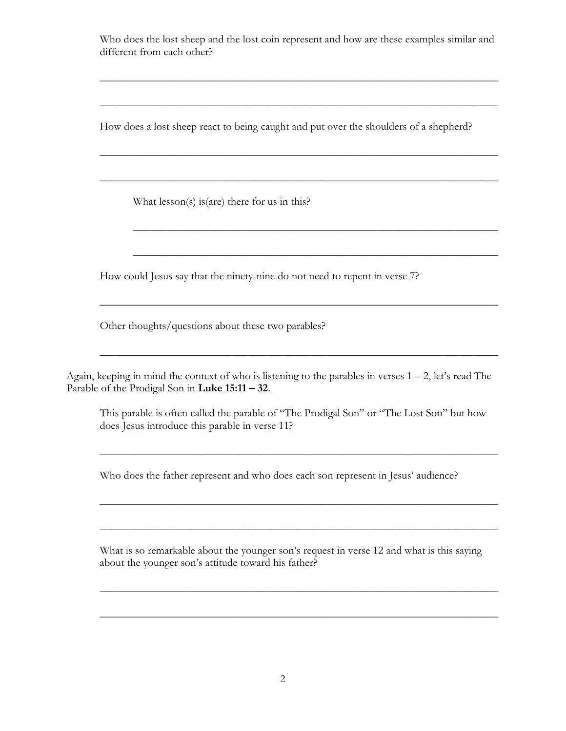Who does the lost sheep and the lost coin represent and how are these examples similar and different from each other?

______________________________________________________________________________

______________________________________________________________________________

How does a lost sheep react to being caught and put over the shoulders of a shepherd?

______________________________________________________________________________

______________________________________________________________________________

What lesson(s) is(are) there for us in this?

______________________________________________________________________________

______________________________________________________________________________

How could Jesus say that the ninety-nine do not need to repent in verse 7?

______________________________________________________________________________

Other thoughts/questions about these two parables?

______________________________________________________________________________

Again, keeping in mind the context of who is listening to the parables in verses 1 – 2, let's read The Parable of the Prodigal Son in **Luke 15:11 – 32**.

This parable is often called the parable of "The Prodigal Son" or "The Lost Son" but how does Jesus introduce this parable in verse 11?

______________________________________________________________________________

Who does the father represent and who does each son represent in Jesus' audience?

______________________________________________________________________________

______________________________________________________________________________

What is so remarkable about the younger son's request in verse 12 and what is this saying about the younger son's attitude toward his father?

______________________________________________________________________________

______________________________________________________________________________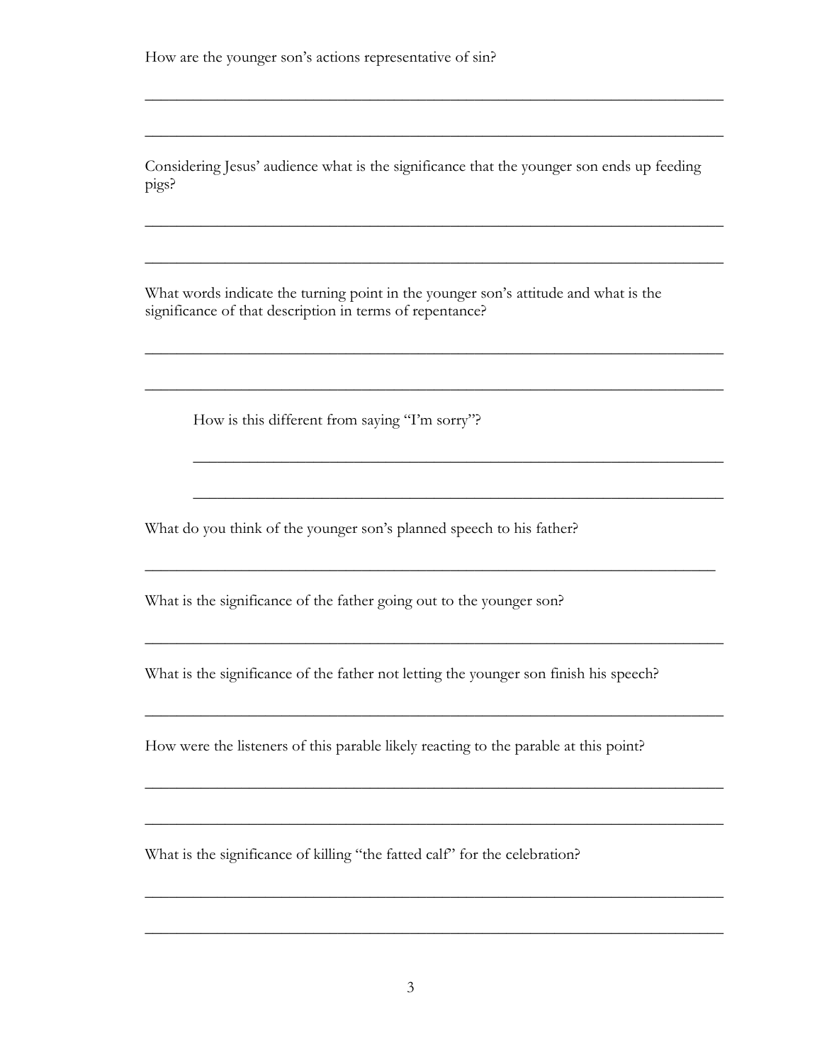How are the younger son's actions representative of sin?

_______________________________________________________________________________

_______________________________________________________________________________

Considering Jesus' audience what is the significance that the younger son ends up feeding pigs?

_______________________________________________________________________________

_______________________________________________________________________________

What words indicate the turning point in the younger son's attitude and what is the significance of that description in terms of repentance?

_______________________________________________________________________________

_______________________________________________________________________________

> How is this different from saying "I'm sorry"?
>
> _______________________________________________________________________
>
> _______________________________________________________________________

What do you think of the younger son's planned speech to his father?

_______________________________________________________________________________

What is the significance of the father going out to the younger son?

_______________________________________________________________________________

What is the significance of the father not letting the younger son finish his speech?

_______________________________________________________________________________

How were the listeners of this parable likely reacting to the parable at this point?

_______________________________________________________________________________

_______________________________________________________________________________

What is the significance of killing "the fatted calf" for the celebration?

_______________________________________________________________________________

_______________________________________________________________________________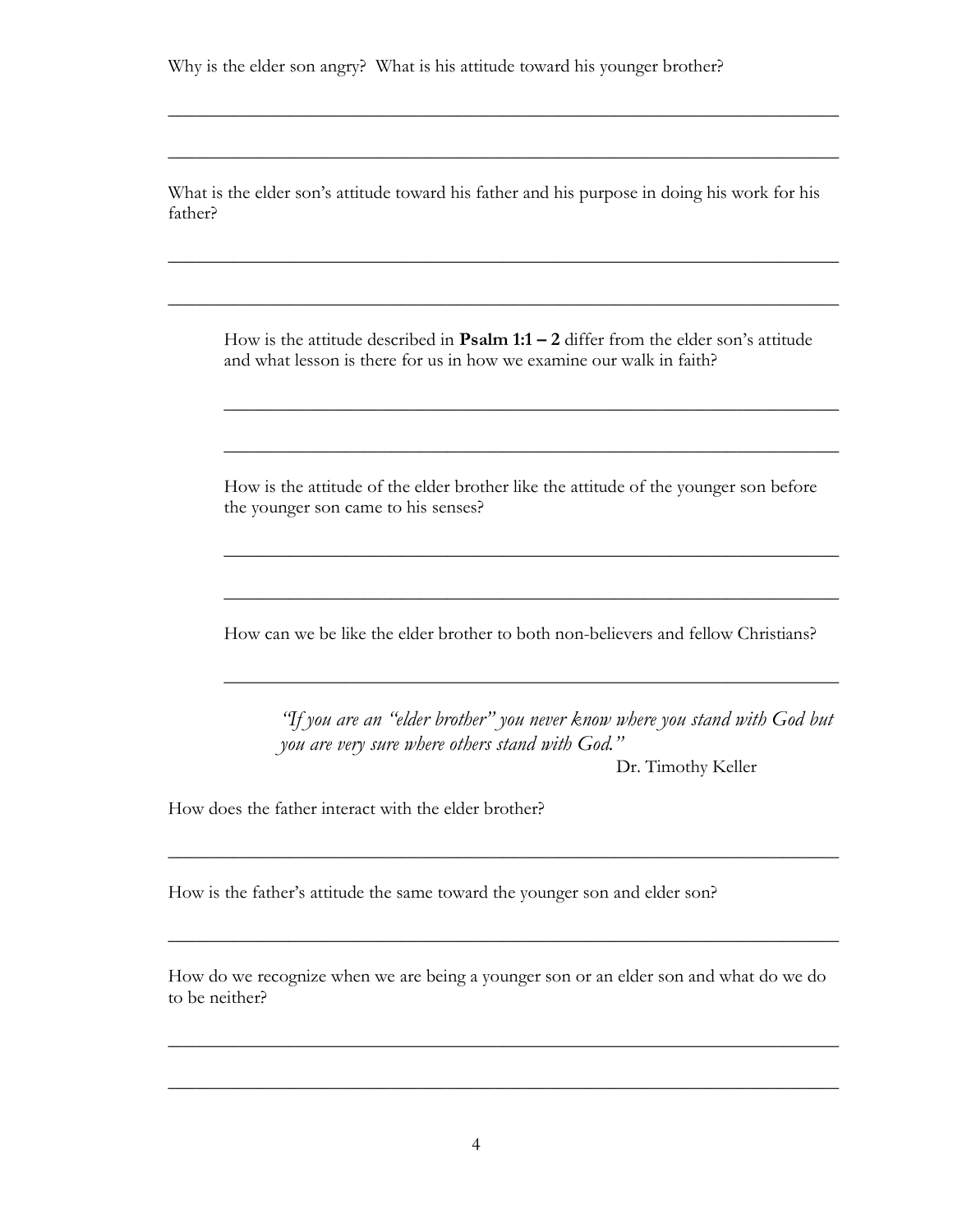Why is the elder son angry? What is his attitude toward his younger brother?

\_\_\_\_\_\_\_\_\_\_\_\_\_\_\_\_\_\_\_\_\_\_\_\_\_\_\_\_\_\_\_\_\_\_\_\_\_\_\_\_\_\_\_\_\_\_\_\_\_\_\_\_\_\_\_\_\_\_\_\_\_\_\_\_\_\_\_\_

\_\_\_\_\_\_\_\_\_\_\_\_\_\_\_\_\_\_\_\_\_\_\_\_\_\_\_\_\_\_\_\_\_\_\_\_\_\_\_\_\_\_\_\_\_\_\_\_\_\_\_\_\_\_\_\_\_\_\_\_\_\_\_\_\_\_\_\_

What is the elder son's attitude toward his father and his purpose in doing his work for his father?

\_\_\_\_\_\_\_\_\_\_\_\_\_\_\_\_\_\_\_\_\_\_\_\_\_\_\_\_\_\_\_\_\_\_\_\_\_\_\_\_\_\_\_\_\_\_\_\_\_\_\_\_\_\_\_\_\_\_\_\_\_\_\_\_\_\_\_\_

\_\_\_\_\_\_\_\_\_\_\_\_\_\_\_\_\_\_\_\_\_\_\_\_\_\_\_\_\_\_\_\_\_\_\_\_\_\_\_\_\_\_\_\_\_\_\_\_\_\_\_\_\_\_\_\_\_\_\_\_\_\_\_\_\_\_\_\_

> How is the attitude described in **Psalm 1:1 – 2** differ from the elder son's attitude and what lesson is there for us in how we examine our walk in faith?
>
> \_\_\_\_\_\_\_\_\_\_\_\_\_\_\_\_\_\_\_\_\_\_\_\_\_\_\_\_\_\_\_\_\_\_\_\_\_\_\_\_\_\_\_\_\_\_\_\_\_\_\_\_\_\_\_\_\_\_\_\_\_\_
>
> \_\_\_\_\_\_\_\_\_\_\_\_\_\_\_\_\_\_\_\_\_\_\_\_\_\_\_\_\_\_\_\_\_\_\_\_\_\_\_\_\_\_\_\_\_\_\_\_\_\_\_\_\_\_\_\_\_\_\_\_\_\_
>
> How is the attitude of the elder brother like the attitude of the younger son before the younger son came to his senses?
>
> \_\_\_\_\_\_\_\_\_\_\_\_\_\_\_\_\_\_\_\_\_\_\_\_\_\_\_\_\_\_\_\_\_\_\_\_\_\_\_\_\_\_\_\_\_\_\_\_\_\_\_\_\_\_\_\_\_\_\_\_\_\_
>
> \_\_\_\_\_\_\_\_\_\_\_\_\_\_\_\_\_\_\_\_\_\_\_\_\_\_\_\_\_\_\_\_\_\_\_\_\_\_\_\_\_\_\_\_\_\_\_\_\_\_\_\_\_\_\_\_\_\_\_\_\_\_
>
> How can we be like the elder brother to both non-believers and fellow Christians?
>
> \_\_\_\_\_\_\_\_\_\_\_\_\_\_\_\_\_\_\_\_\_\_\_\_\_\_\_\_\_\_\_\_\_\_\_\_\_\_\_\_\_\_\_\_\_\_\_\_\_\_\_\_\_\_\_\_\_\_\_\_\_\_
>
> *"If you are an "elder brother" you never know where you stand with God but you are very sure where others stand with God."*
>
> Dr. Timothy Keller

How does the father interact with the elder brother?

\_\_\_\_\_\_\_\_\_\_\_\_\_\_\_\_\_\_\_\_\_\_\_\_\_\_\_\_\_\_\_\_\_\_\_\_\_\_\_\_\_\_\_\_\_\_\_\_\_\_\_\_\_\_\_\_\_\_\_\_\_\_\_\_\_\_\_\_

How is the father's attitude the same toward the younger son and elder son?

\_\_\_\_\_\_\_\_\_\_\_\_\_\_\_\_\_\_\_\_\_\_\_\_\_\_\_\_\_\_\_\_\_\_\_\_\_\_\_\_\_\_\_\_\_\_\_\_\_\_\_\_\_\_\_\_\_\_\_\_\_\_\_\_\_\_\_\_

How do we recognize when we are being a younger son or an elder son and what do we do to be neither?

\_\_\_\_\_\_\_\_\_\_\_\_\_\_\_\_\_\_\_\_\_\_\_\_\_\_\_\_\_\_\_\_\_\_\_\_\_\_\_\_\_\_\_\_\_\_\_\_\_\_\_\_\_\_\_\_\_\_\_\_\_\_\_\_\_\_\_\_

\_\_\_\_\_\_\_\_\_\_\_\_\_\_\_\_\_\_\_\_\_\_\_\_\_\_\_\_\_\_\_\_\_\_\_\_\_\_\_\_\_\_\_\_\_\_\_\_\_\_\_\_\_\_\_\_\_\_\_\_\_\_\_\_\_\_\_\_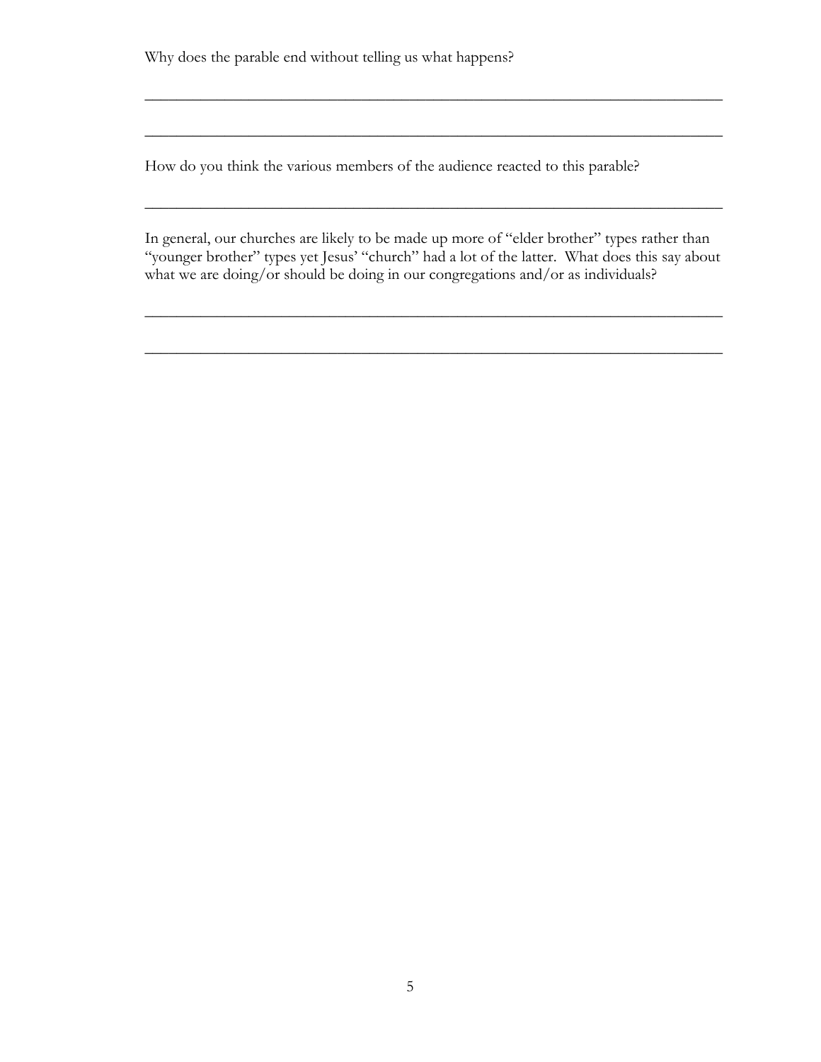Why does the parable end without telling us what happens?

\_\_\_\_\_\_\_\_\_\_\_\_\_\_\_\_\_\_\_\_\_\_\_\_\_\_\_\_\_\_\_\_\_\_\_\_\_\_\_\_\_\_\_\_\_\_\_\_\_\_\_\_\_\_\_\_\_\_\_\_\_\_\_\_\_\_\_\_\_\_\_\_

\_\_\_\_\_\_\_\_\_\_\_\_\_\_\_\_\_\_\_\_\_\_\_\_\_\_\_\_\_\_\_\_\_\_\_\_\_\_\_\_\_\_\_\_\_\_\_\_\_\_\_\_\_\_\_\_\_\_\_\_\_\_\_\_\_\_\_\_\_\_\_\_

How do you think the various members of the audience reacted to this parable?

\_\_\_\_\_\_\_\_\_\_\_\_\_\_\_\_\_\_\_\_\_\_\_\_\_\_\_\_\_\_\_\_\_\_\_\_\_\_\_\_\_\_\_\_\_\_\_\_\_\_\_\_\_\_\_\_\_\_\_\_\_\_\_\_\_\_\_\_\_\_\_\_

In general, our churches are likely to be made up more of "elder brother" types rather than "younger brother" types yet Jesus' "church" had a lot of the latter. What does this say about what we are doing/or should be doing in our congregations and/or as individuals?

\_\_\_\_\_\_\_\_\_\_\_\_\_\_\_\_\_\_\_\_\_\_\_\_\_\_\_\_\_\_\_\_\_\_\_\_\_\_\_\_\_\_\_\_\_\_\_\_\_\_\_\_\_\_\_\_\_\_\_\_\_\_\_\_\_\_\_\_\_\_\_\_

\_\_\_\_\_\_\_\_\_\_\_\_\_\_\_\_\_\_\_\_\_\_\_\_\_\_\_\_\_\_\_\_\_\_\_\_\_\_\_\_\_\_\_\_\_\_\_\_\_\_\_\_\_\_\_\_\_\_\_\_\_\_\_\_\_\_\_\_\_\_\_\_